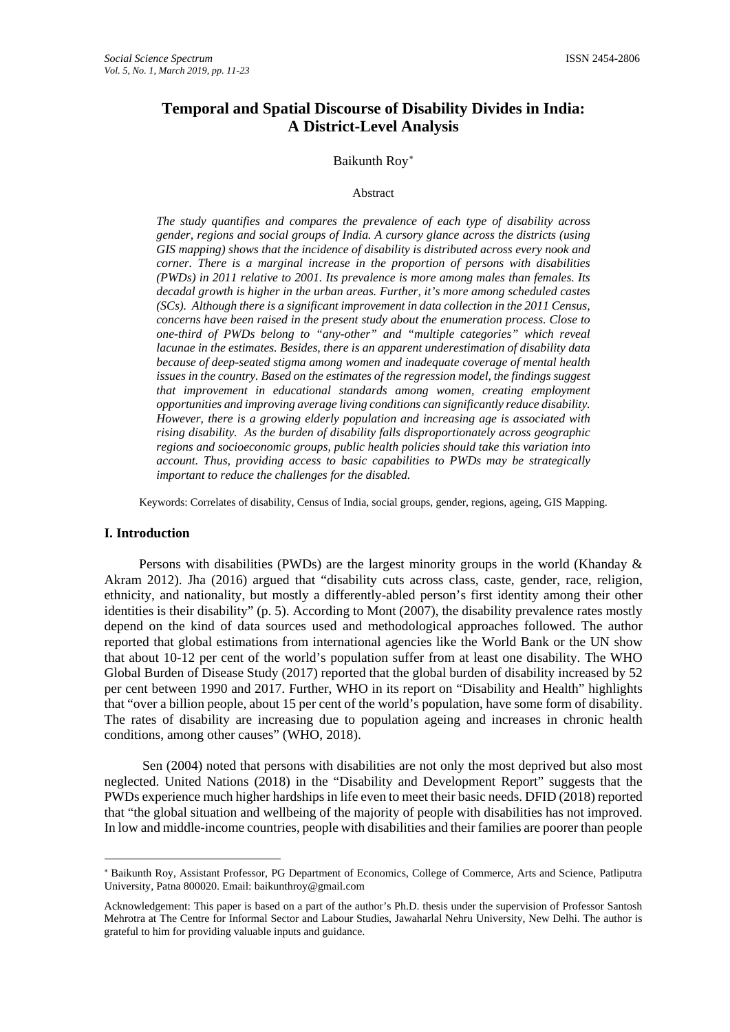# Temporal and Spatial Discourse of Disability Divides in India: A District-Level Analysis

Baikunth Roy[*]

Abstract

*The study quantifies and compares the prevalence of each type of disability across gender, regions and social groups of India. A cursory glance across the districts (using GIS mapping) shows that the incidence of disability is distributed across every nook and corner. There is a marginal increase in the proportion of persons with disabilities (PWDs) in 2011 relative to 2001. Its prevalence is more among males than females. Its decadal growth is higher in the urban areas. Further, it's more among scheduled castes (SCs). Although there is a significant improvement in data collection in the 2011 Census, concerns have been raised in the present study about the enumeration process. Close to one-third of PWDs belong to "any-other" and "multiple categories" which reveal lacunae in the estimates. Besides, there is an apparent underestimation of disability data because of deep-seated stigma among women and inadequate coverage of mental health issues in the country. Based on the estimates of the regression model, the findings suggest that improvement in educational standards among women, creating employment opportunities and improving average living conditions can significantly reduce disability. However, there is a growing elderly population and increasing age is associated with rising disability. As the burden of disability falls disproportionately across geographic regions and socioeconomic groups, public health policies should take this variation into account. Thus, providing access to basic capabilities to PWDs may be strategically important to reduce the challenges for the disabled.*

Keywords: Correlates of disability, Census of India, social groups, gender, regions, ageing, GIS Mapping.

## I. Introduction

Persons with disabilities (PWDs) are the largest minority groups in the world (Khanday & Akram 2012). Jha (2016) argued that "disability cuts across class, caste, gender, race, religion, ethnicity, and nationality, but mostly a differently-abled person's first identity among their other identities is their disability" (p. 5). According to Mont (2007), the disability prevalence rates mostly depend on the kind of data sources used and methodological approaches followed. The author reported that global estimations from international agencies like the World Bank or the UN show that about 10-12 per cent of the world's population suffer from at least one disability. The WHO Global Burden of Disease Study (2017) reported that the global burden of disability increased by 52 per cent between 1990 and 2017. Further, WHO in its report on "Disability and Health" highlights that "over a billion people, about 15 per cent of the world's population, have some form of disability. The rates of disability are increasing due to population ageing and increases in chronic health conditions, among other causes" (WHO, 2018).

Sen (2004) noted that persons with disabilities are not only the most deprived but also most neglected. United Nations (2018) in the "Disability and Development Report" suggests that the PWDs experience much higher hardships in life even to meet their basic needs. DFID (2018) reported that "the global situation and wellbeing of the majority of people with disabilities has not improved. In low and middle-income countries, people with disabilities and their families are poorer than people

---

[*] Baikunth Roy, Assistant Professor, PG Department of Economics, College of Commerce, Arts and Science, Patliputra University, Patna 800020. Email: baikunthroy@gmail.com

Acknowledgement: This paper is based on a part of the author's Ph.D. thesis under the supervision of Professor Santosh Mehrotra at The Centre for Informal Sector and Labour Studies, Jawaharlal Nehru University, New Delhi. The author is grateful to him for providing valuable inputs and guidance.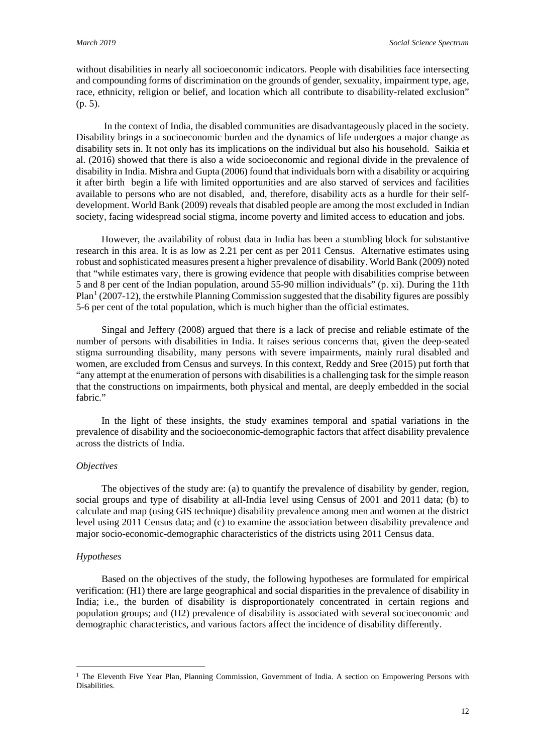without disabilities in nearly all socioeconomic indicators. People with disabilities face intersecting and compounding forms of discrimination on the grounds of gender, sexuality, impairment type, age, race, ethnicity, religion or belief, and location which all contribute to disability-related exclusion" (p. 5).

In the context of India, the disabled communities are disadvantageously placed in the society. Disability brings in a socioeconomic burden and the dynamics of life undergoes a major change as disability sets in. It not only has its implications on the individual but also his household. Saikia et al. (2016) showed that there is also a wide socioeconomic and regional divide in the prevalence of disability in India. Mishra and Gupta (2006) found that individuals born with a disability or acquiring it after birth begin a life with limited opportunities and are also starved of services and facilities available to persons who are not disabled, and, therefore, disability acts as a hurdle for their self-development. World Bank (2009) reveals that disabled people are among the most excluded in Indian society, facing widespread social stigma, income poverty and limited access to education and jobs.

However, the availability of robust data in India has been a stumbling block for substantive research in this area. It is as low as 2.21 per cent as per 2011 Census. Alternative estimates using robust and sophisticated measures present a higher prevalence of disability. World Bank (2009) noted that "while estimates vary, there is growing evidence that people with disabilities comprise between 5 and 8 per cent of the Indian population, around 55-90 million individuals" (p. xi). During the 11th Plan[1] (2007-12), the erstwhile Planning Commission suggested that the disability figures are possibly 5-6 per cent of the total population, which is much higher than the official estimates.

Singal and Jeffery (2008) argued that there is a lack of precise and reliable estimate of the number of persons with disabilities in India. It raises serious concerns that, given the deep-seated stigma surrounding disability, many persons with severe impairments, mainly rural disabled and women, are excluded from Census and surveys. In this context, Reddy and Sree (2015) put forth that "any attempt at the enumeration of persons with disabilities is a challenging task for the simple reason that the constructions on impairments, both physical and mental, are deeply embedded in the social fabric."

In the light of these insights, the study examines temporal and spatial variations in the prevalence of disability and the socioeconomic-demographic factors that affect disability prevalence across the districts of India.

*Objectives*

The objectives of the study are: (a) to quantify the prevalence of disability by gender, region, social groups and type of disability at all-India level using Census of 2001 and 2011 data; (b) to calculate and map (using GIS technique) disability prevalence among men and women at the district level using 2011 Census data; and (c) to examine the association between disability prevalence and major socio-economic-demographic characteristics of the districts using 2011 Census data.

*Hypotheses*

Based on the objectives of the study, the following hypotheses are formulated for empirical verification: (H1) there are large geographical and social disparities in the prevalence of disability in India; i.e., the burden of disability is disproportionately concentrated in certain regions and population groups; and (H2) prevalence of disability is associated with several socioeconomic and demographic characteristics, and various factors affect the incidence of disability differently.

[1] The Eleventh Five Year Plan, Planning Commission, Government of India. A section on Empowering Persons with Disabilities.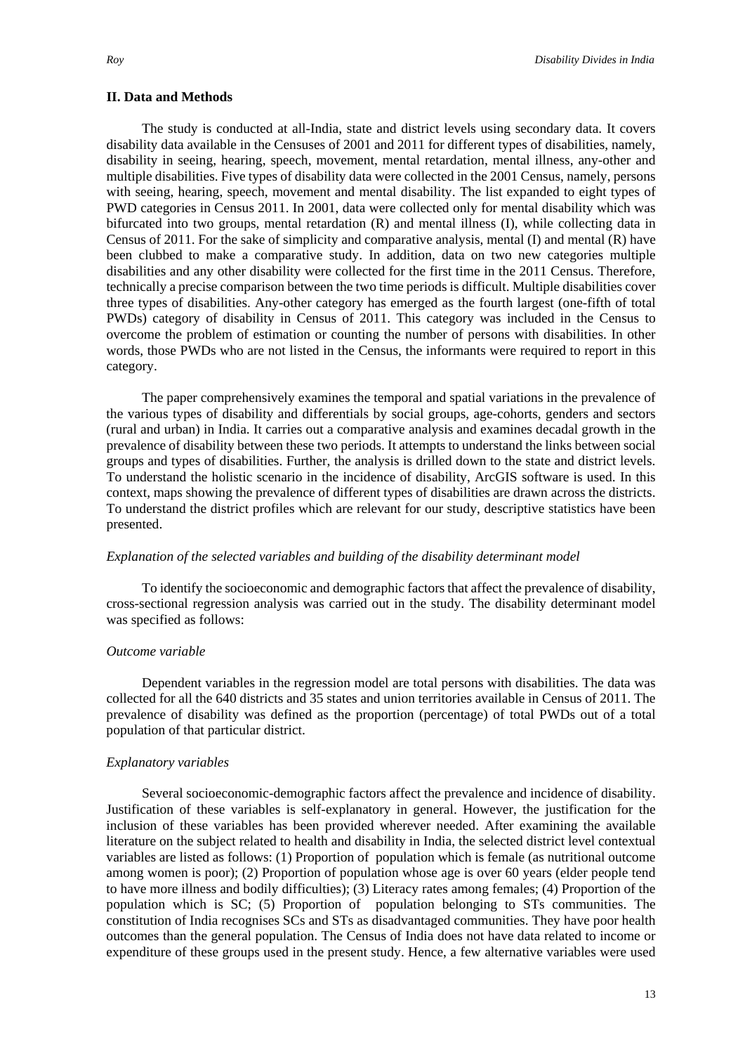## II. Data and Methods

The study is conducted at all-India, state and district levels using secondary data. It covers disability data available in the Censuses of 2001 and 2011 for different types of disabilities, namely, disability in seeing, hearing, speech, movement, mental retardation, mental illness, any-other and multiple disabilities. Five types of disability data were collected in the 2001 Census, namely, persons with seeing, hearing, speech, movement and mental disability. The list expanded to eight types of PWD categories in Census 2011. In 2001, data were collected only for mental disability which was bifurcated into two groups, mental retardation (R) and mental illness (I), while collecting data in Census of 2011. For the sake of simplicity and comparative analysis, mental (I) and mental (R) have been clubbed to make a comparative study. In addition, data on two new categories multiple disabilities and any other disability were collected for the first time in the 2011 Census. Therefore, technically a precise comparison between the two time periods is difficult. Multiple disabilities cover three types of disabilities. Any-other category has emerged as the fourth largest (one-fifth of total PWDs) category of disability in Census of 2011. This category was included in the Census to overcome the problem of estimation or counting the number of persons with disabilities. In other words, those PWDs who are not listed in the Census, the informants were required to report in this category.

The paper comprehensively examines the temporal and spatial variations in the prevalence of the various types of disability and differentials by social groups, age-cohorts, genders and sectors (rural and urban) in India. It carries out a comparative analysis and examines decadal growth in the prevalence of disability between these two periods. It attempts to understand the links between social groups and types of disabilities. Further, the analysis is drilled down to the state and district levels. To understand the holistic scenario in the incidence of disability, ArcGIS software is used. In this context, maps showing the prevalence of different types of disabilities are drawn across the districts. To understand the district profiles which are relevant for our study, descriptive statistics have been presented.

### *Explanation of the selected variables and building of the disability determinant model*

To identify the socioeconomic and demographic factors that affect the prevalence of disability, cross-sectional regression analysis was carried out in the study. The disability determinant model was specified as follows:

#### *Outcome variable*

Dependent variables in the regression model are total persons with disabilities. The data was collected for all the 640 districts and 35 states and union territories available in Census of 2011. The prevalence of disability was defined as the proportion (percentage) of total PWDs out of a total population of that particular district.

#### *Explanatory variables*

Several socioeconomic-demographic factors affect the prevalence and incidence of disability. Justification of these variables is self-explanatory in general. However, the justification for the inclusion of these variables has been provided wherever needed. After examining the available literature on the subject related to health and disability in India, the selected district level contextual variables are listed as follows: (1) Proportion of population which is female (as nutritional outcome among women is poor); (2) Proportion of population whose age is over 60 years (elder people tend to have more illness and bodily difficulties); (3) Literacy rates among females; (4) Proportion of the population which is SC; (5) Proportion of population belonging to STs communities. The constitution of India recognises SCs and STs as disadvantaged communities. They have poor health outcomes than the general population. The Census of India does not have data related to income or expenditure of these groups used in the present study. Hence, a few alternative variables were used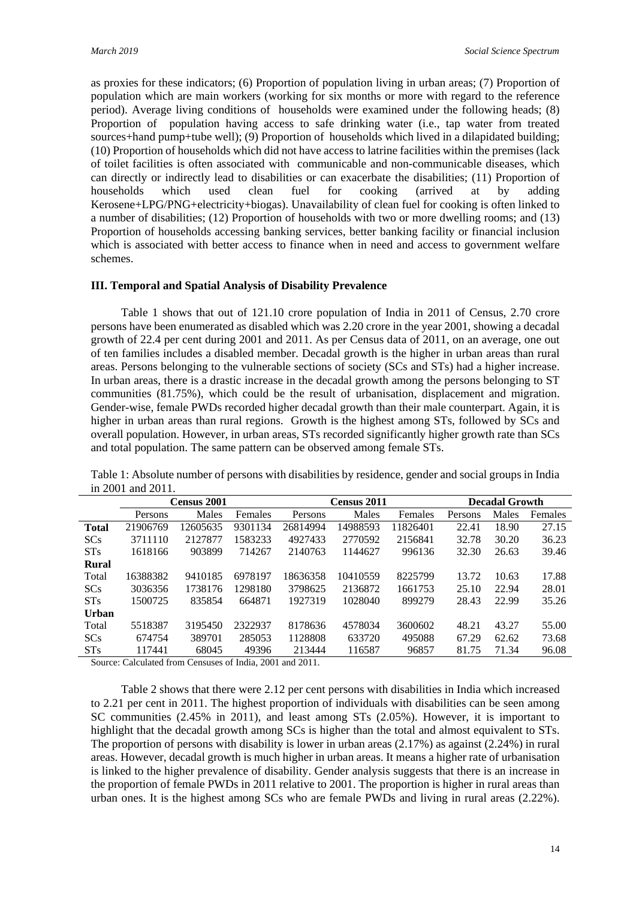as proxies for these indicators; (6) Proportion of population living in urban areas; (7) Proportion of population which are main workers (working for six months or more with regard to the reference period). Average living conditions of households were examined under the following heads; (8) Proportion of population having access to safe drinking water (i.e., tap water from treated sources+hand pump+tube well); (9) Proportion of households which lived in a dilapidated building; (10) Proportion of households which did not have access to latrine facilities within the premises (lack of toilet facilities is often associated with communicable and non-communicable diseases, which can directly or indirectly lead to disabilities or can exacerbate the disabilities; (11) Proportion of households which used clean fuel for cooking (arrived at by adding Kerosene+LPG/PNG+electricity+biogas). Unavailability of clean fuel for cooking is often linked to a number of disabilities; (12) Proportion of households with two or more dwelling rooms; and (13) Proportion of households accessing banking services, better banking facility or financial inclusion which is associated with better access to finance when in need and access to government welfare schemes.

### III. Temporal and Spatial Analysis of Disability Prevalence

Table 1 shows that out of 121.10 crore population of India in 2011 of Census, 2.70 crore persons have been enumerated as disabled which was 2.20 crore in the year 2001, showing a decadal growth of 22.4 per cent during 2001 and 2011. As per Census data of 2011, on an average, one out of ten families includes a disabled member. Decadal growth is the higher in urban areas than rural areas. Persons belonging to the vulnerable sections of society (SCs and STs) had a higher increase. In urban areas, there is a drastic increase in the decadal growth among the persons belonging to ST communities (81.75%), which could be the result of urbanisation, displacement and migration. Gender-wise, female PWDs recorded higher decadal growth than their male counterpart. Again, it is higher in urban areas than rural regions. Growth is the highest among STs, followed by SCs and overall population. However, in urban areas, STs recorded significantly higher growth rate than SCs and total population. The same pattern can be observed among female STs.

Table 1: Absolute number of persons with disabilities by residence, gender and social groups in India in 2001 and 2011.

| | Census 2001 | | | Census 2011 | | | Decadal Growth | | |
|---|---|---|---|---|---|---|---|---|---|
| | Persons | Males | Females | Persons | Males | Females | Persons | Males | Females |
| **Total** | 21906769 | 12605635 | 9301134 | 26814994 | 14988593 | 11826401 | 22.41 | 18.90 | 27.15 |
| SCs | 3711110 | 2127877 | 1583233 | 4927433 | 2770592 | 2156841 | 32.78 | 30.20 | 36.23 |
| STs | 1618166 | 903899 | 714267 | 2140763 | 1144627 | 996136 | 32.30 | 26.63 | 39.46 |
| **Rural** | | | | | | | | | |
| Total | 16388382 | 9410185 | 6978197 | 18636358 | 10410559 | 8225799 | 13.72 | 10.63 | 17.88 |
| SCs | 3036356 | 1738176 | 1298180 | 3798625 | 2136872 | 1661753 | 25.10 | 22.94 | 28.01 |
| STs | 1500725 | 835854 | 664871 | 1927319 | 1028040 | 899279 | 28.43 | 22.99 | 35.26 |
| **Urban** | | | | | | | | | |
| Total | 5518387 | 3195450 | 2322937 | 8178636 | 4578034 | 3600602 | 48.21 | 43.27 | 55.00 |
| SCs | 674754 | 389701 | 285053 | 1128808 | 633720 | 495088 | 67.29 | 62.62 | 73.68 |
| STs | 117441 | 68045 | 49396 | 213444 | 116587 | 96857 | 81.75 | 71.34 | 96.08 |

Source: Calculated from Censuses of India, 2001 and 2011.

Table 2 shows that there were 2.12 per cent persons with disabilities in India which increased to 2.21 per cent in 2011. The highest proportion of individuals with disabilities can be seen among SC communities (2.45% in 2011), and least among STs (2.05%). However, it is important to highlight that the decadal growth among SCs is higher than the total and almost equivalent to STs. The proportion of persons with disability is lower in urban areas (2.17%) as against (2.24%) in rural areas. However, decadal growth is much higher in urban areas. It means a higher rate of urbanisation is linked to the higher prevalence of disability. Gender analysis suggests that there is an increase in the proportion of female PWDs in 2011 relative to 2001. The proportion is higher in rural areas than urban ones. It is the highest among SCs who are female PWDs and living in rural areas (2.22%).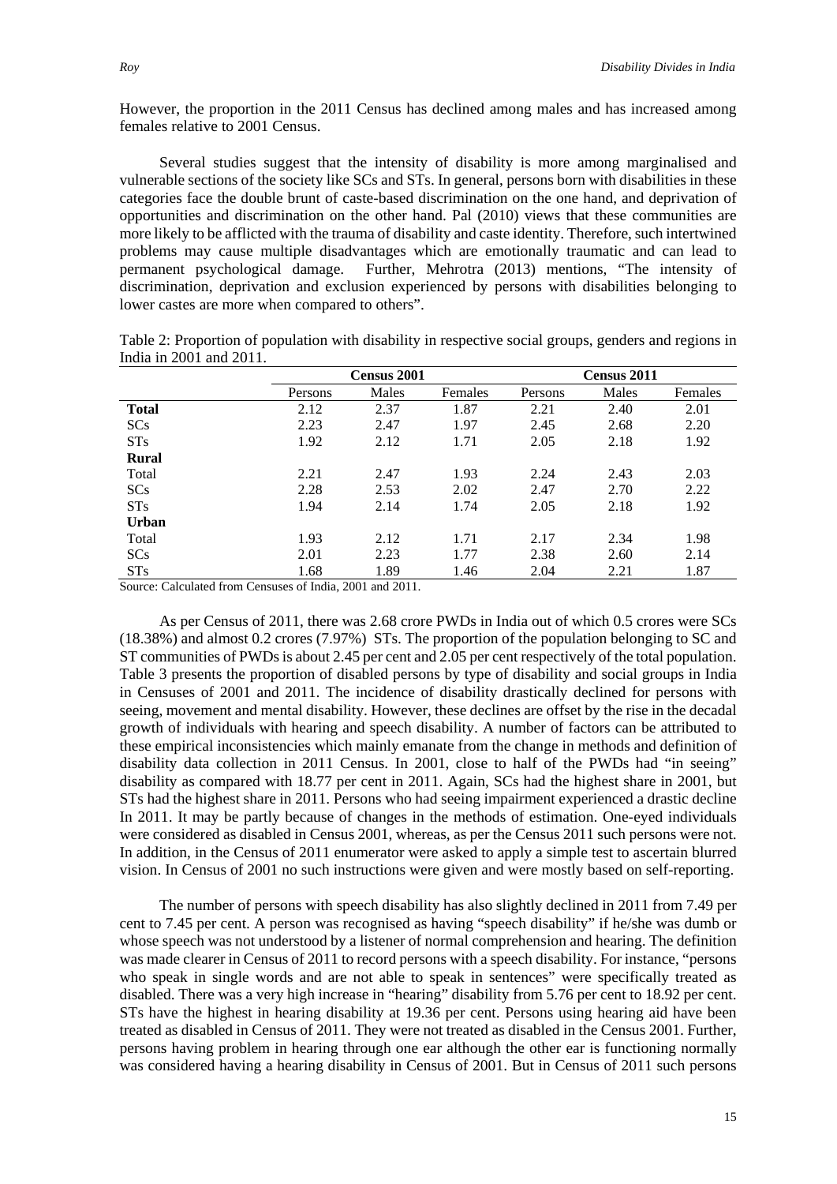However, the proportion in the 2011 Census has declined among males and has increased among females relative to 2001 Census.

Several studies suggest that the intensity of disability is more among marginalised and vulnerable sections of the society like SCs and STs. In general, persons born with disabilities in these categories face the double brunt of caste-based discrimination on the one hand, and deprivation of opportunities and discrimination on the other hand. Pal (2010) views that these communities are more likely to be afflicted with the trauma of disability and caste identity. Therefore, such intertwined problems may cause multiple disadvantages which are emotionally traumatic and can lead to permanent psychological damage. Further, Mehrotra (2013) mentions, "The intensity of discrimination, deprivation and exclusion experienced by persons with disabilities belonging to lower castes are more when compared to others".

Table 2: Proportion of population with disability in respective social groups, genders and regions in India in 2001 and 2011.

| | Census 2001 | | | Census 2011 | | |
|---|---|---|---|---|---|---|
| | Persons | Males | Females | Persons | Males | Females |
| **Total** | 2.12 | 2.37 | 1.87 | 2.21 | 2.40 | 2.01 |
| SCs | 2.23 | 2.47 | 1.97 | 2.45 | 2.68 | 2.20 |
| STs | 1.92 | 2.12 | 1.71 | 2.05 | 2.18 | 1.92 |
| **Rural** | | | | | | |
| Total | 2.21 | 2.47 | 1.93 | 2.24 | 2.43 | 2.03 |
| SCs | 2.28 | 2.53 | 2.02 | 2.47 | 2.70 | 2.22 |
| STs | 1.94 | 2.14 | 1.74 | 2.05 | 2.18 | 1.92 |
| **Urban** | | | | | | |
| Total | 1.93 | 2.12 | 1.71 | 2.17 | 2.34 | 1.98 |
| SCs | 2.01 | 2.23 | 1.77 | 2.38 | 2.60 | 2.14 |
| STs | 1.68 | 1.89 | 1.46 | 2.04 | 2.21 | 1.87 |

Source: Calculated from Censuses of India, 2001 and 2011.

As per Census of 2011, there was 2.68 crore PWDs in India out of which 0.5 crores were SCs (18.38%) and almost 0.2 crores (7.97%) STs. The proportion of the population belonging to SC and ST communities of PWDs is about 2.45 per cent and 2.05 per cent respectively of the total population. Table 3 presents the proportion of disabled persons by type of disability and social groups in India in Censuses of 2001 and 2011. The incidence of disability drastically declined for persons with seeing, movement and mental disability. However, these declines are offset by the rise in the decadal growth of individuals with hearing and speech disability. A number of factors can be attributed to these empirical inconsistencies which mainly emanate from the change in methods and definition of disability data collection in 2011 Census. In 2001, close to half of the PWDs had "in seeing" disability as compared with 18.77 per cent in 2011. Again, SCs had the highest share in 2001, but STs had the highest share in 2011. Persons who had seeing impairment experienced a drastic decline In 2011. It may be partly because of changes in the methods of estimation. One-eyed individuals were considered as disabled in Census 2001, whereas, as per the Census 2011 such persons were not. In addition, in the Census of 2011 enumerator were asked to apply a simple test to ascertain blurred vision. In Census of 2001 no such instructions were given and were mostly based on self-reporting.

The number of persons with speech disability has also slightly declined in 2011 from 7.49 per cent to 7.45 per cent. A person was recognised as having "speech disability" if he/she was dumb or whose speech was not understood by a listener of normal comprehension and hearing. The definition was made clearer in Census of 2011 to record persons with a speech disability. For instance, "persons who speak in single words and are not able to speak in sentences" were specifically treated as disabled. There was a very high increase in "hearing" disability from 5.76 per cent to 18.92 per cent. STs have the highest in hearing disability at 19.36 per cent. Persons using hearing aid have been treated as disabled in Census of 2011. They were not treated as disabled in the Census 2001. Further, persons having problem in hearing through one ear although the other ear is functioning normally was considered having a hearing disability in Census of 2001. But in Census of 2011 such persons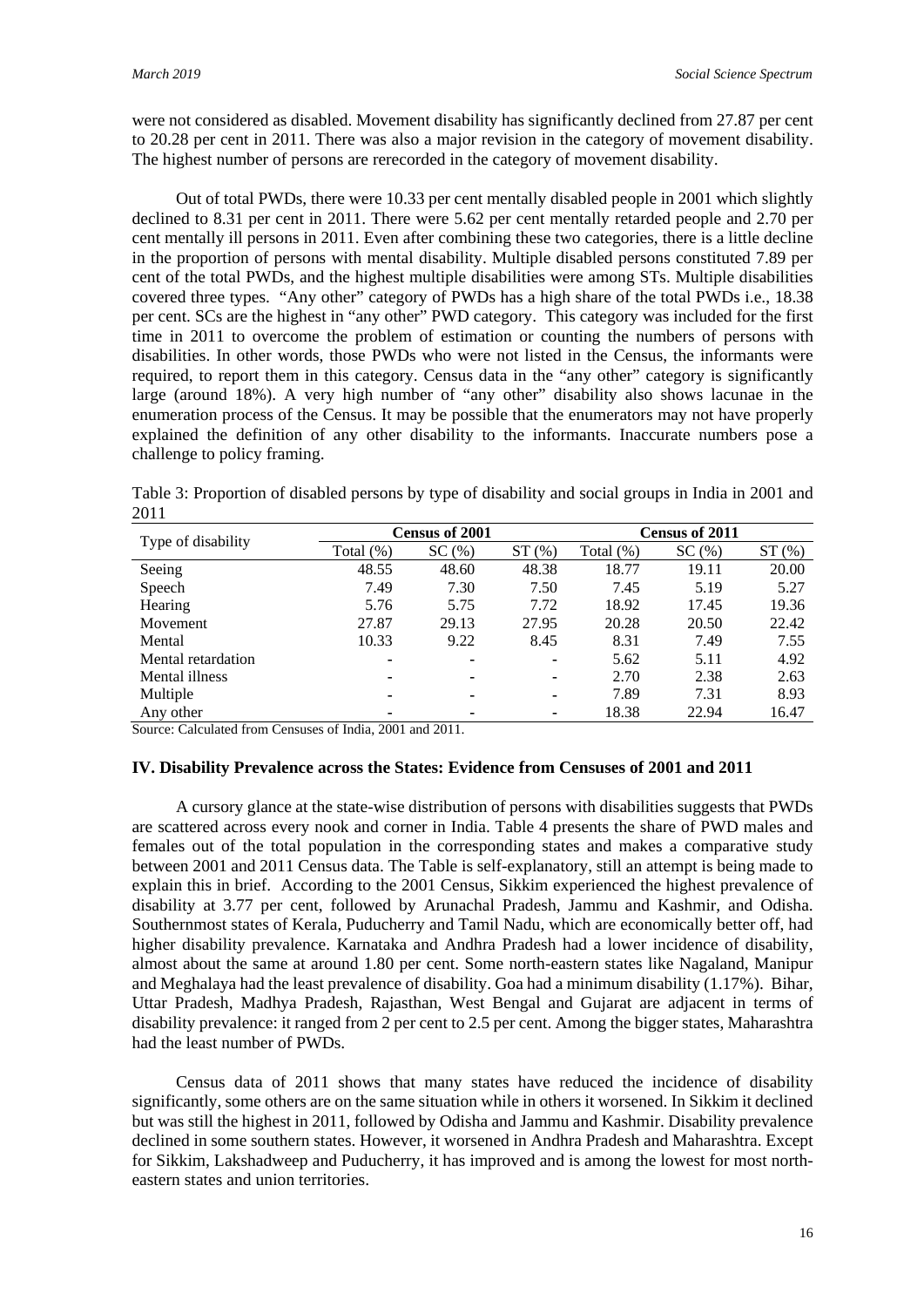were not considered as disabled. Movement disability has significantly declined from 27.87 per cent to 20.28 per cent in 2011. There was also a major revision in the category of movement disability. The highest number of persons are rerecorded in the category of movement disability.

Out of total PWDs, there were 10.33 per cent mentally disabled people in 2001 which slightly declined to 8.31 per cent in 2011. There were 5.62 per cent mentally retarded people and 2.70 per cent mentally ill persons in 2011. Even after combining these two categories, there is a little decline in the proportion of persons with mental disability. Multiple disabled persons constituted 7.89 per cent of the total PWDs, and the highest multiple disabilities were among STs. Multiple disabilities covered three types. "Any other" category of PWDs has a high share of the total PWDs i.e., 18.38 per cent. SCs are the highest in "any other" PWD category. This category was included for the first time in 2011 to overcome the problem of estimation or counting the numbers of persons with disabilities. In other words, those PWDs who were not listed in the Census, the informants were required, to report them in this category. Census data in the "any other" category is significantly large (around 18%). A very high number of "any other" disability also shows lacunae in the enumeration process of the Census. It may be possible that the enumerators may not have properly explained the definition of any other disability to the informants. Inaccurate numbers pose a challenge to policy framing.

Table 3: Proportion of disabled persons by type of disability and social groups in India in 2001 and 2011

| Type of disability | Census of 2001 | | | Census of 2011 | | |
|---|---|---|---|---|---|---|
| | Total (%) | SC (%) | ST (%) | Total (%) | SC (%) | ST (%) |
| Seeing | 48.55 | 48.60 | 48.38 | 18.77 | 19.11 | 20.00 |
| Speech | 7.49 | 7.30 | 7.50 | 7.45 | 5.19 | 5.27 |
| Hearing | 5.76 | 5.75 | 7.72 | 18.92 | 17.45 | 19.36 |
| Movement | 27.87 | 29.13 | 27.95 | 20.28 | 20.50 | 22.42 |
| Mental | 10.33 | 9.22 | 8.45 | 8.31 | 7.49 | 7.55 |
| Mental retardation | - | - | - | 5.62 | 5.11 | 4.92 |
| Mental illness | - | - | - | 2.70 | 2.38 | 2.63 |
| Multiple | - | - | - | 7.89 | 7.31 | 8.93 |
| Any other | - | - | - | 18.38 | 22.94 | 16.47 |

Source: Calculated from Censuses of India, 2001 and 2011.

## IV. Disability Prevalence across the States: Evidence from Censuses of 2001 and 2011

A cursory glance at the state-wise distribution of persons with disabilities suggests that PWDs are scattered across every nook and corner in India. Table 4 presents the share of PWD males and females out of the total population in the corresponding states and makes a comparative study between 2001 and 2011 Census data. The Table is self-explanatory, still an attempt is being made to explain this in brief. According to the 2001 Census, Sikkim experienced the highest prevalence of disability at 3.77 per cent, followed by Arunachal Pradesh, Jammu and Kashmir, and Odisha. Southernmost states of Kerala, Puducherry and Tamil Nadu, which are economically better off, had higher disability prevalence. Karnataka and Andhra Pradesh had a lower incidence of disability, almost about the same at around 1.80 per cent. Some north-eastern states like Nagaland, Manipur and Meghalaya had the least prevalence of disability. Goa had a minimum disability (1.17%). Bihar, Uttar Pradesh, Madhya Pradesh, Rajasthan, West Bengal and Gujarat are adjacent in terms of disability prevalence: it ranged from 2 per cent to 2.5 per cent. Among the bigger states, Maharashtra had the least number of PWDs.

Census data of 2011 shows that many states have reduced the incidence of disability significantly, some others are on the same situation while in others it worsened. In Sikkim it declined but was still the highest in 2011, followed by Odisha and Jammu and Kashmir. Disability prevalence declined in some southern states. However, it worsened in Andhra Pradesh and Maharashtra. Except for Sikkim, Lakshadweep and Puducherry, it has improved and is among the lowest for most north-eastern states and union territories.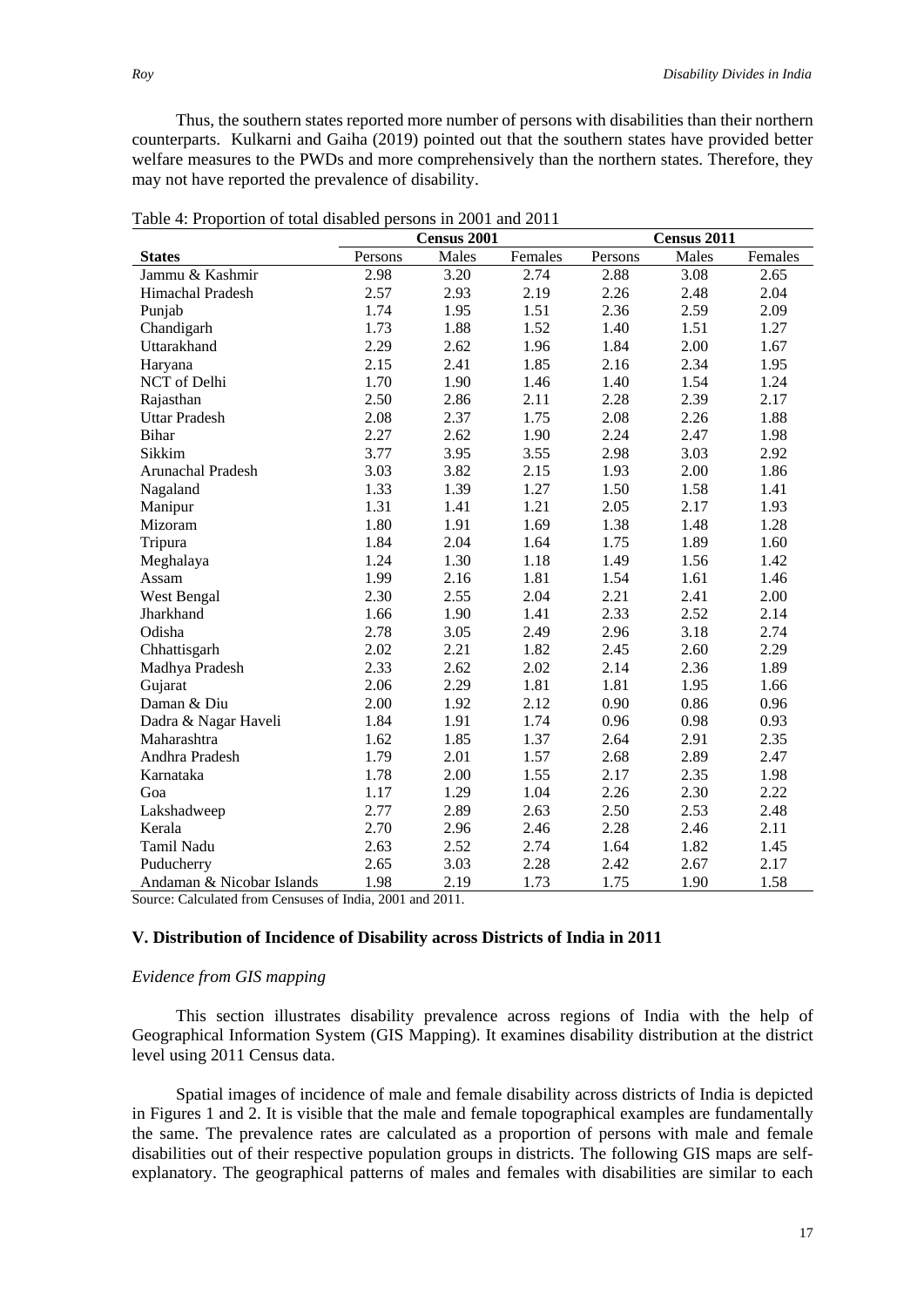Thus, the southern states reported more number of persons with disabilities than their northern counterparts. Kulkarni and Gaiha (2019) pointed out that the southern states have provided better welfare measures to the PWDs and more comprehensively than the northern states. Therefore, they may not have reported the prevalence of disability.

Table 4: Proportion of total disabled persons in 2001 and 2011

| | Census 2001 | | | Census 2011 | | |
|---|---|---|---|---|---|---|
| **States** | Persons | Males | Females | Persons | Males | Females |
| Jammu & Kashmir | 2.98 | 3.20 | 2.74 | 2.88 | 3.08 | 2.65 |
| Himachal Pradesh | 2.57 | 2.93 | 2.19 | 2.26 | 2.48 | 2.04 |
| Punjab | 1.74 | 1.95 | 1.51 | 2.36 | 2.59 | 2.09 |
| Chandigarh | 1.73 | 1.88 | 1.52 | 1.40 | 1.51 | 1.27 |
| Uttarakhand | 2.29 | 2.62 | 1.96 | 1.84 | 2.00 | 1.67 |
| Haryana | 2.15 | 2.41 | 1.85 | 2.16 | 2.34 | 1.95 |
| NCT of Delhi | 1.70 | 1.90 | 1.46 | 1.40 | 1.54 | 1.24 |
| Rajasthan | 2.50 | 2.86 | 2.11 | 2.28 | 2.39 | 2.17 |
| Uttar Pradesh | 2.08 | 2.37 | 1.75 | 2.08 | 2.26 | 1.88 |
| Bihar | 2.27 | 2.62 | 1.90 | 2.24 | 2.47 | 1.98 |
| Sikkim | 3.77 | 3.95 | 3.55 | 2.98 | 3.03 | 2.92 |
| Arunachal Pradesh | 3.03 | 3.82 | 2.15 | 1.93 | 2.00 | 1.86 |
| Nagaland | 1.33 | 1.39 | 1.27 | 1.50 | 1.58 | 1.41 |
| Manipur | 1.31 | 1.41 | 1.21 | 2.05 | 2.17 | 1.93 |
| Mizoram | 1.80 | 1.91 | 1.69 | 1.38 | 1.48 | 1.28 |
| Tripura | 1.84 | 2.04 | 1.64 | 1.75 | 1.89 | 1.60 |
| Meghalaya | 1.24 | 1.30 | 1.18 | 1.49 | 1.56 | 1.42 |
| Assam | 1.99 | 2.16 | 1.81 | 1.54 | 1.61 | 1.46 |
| West Bengal | 2.30 | 2.55 | 2.04 | 2.21 | 2.41 | 2.00 |
| Jharkhand | 1.66 | 1.90 | 1.41 | 2.33 | 2.52 | 2.14 |
| Odisha | 2.78 | 3.05 | 2.49 | 2.96 | 3.18 | 2.74 |
| Chhattisgarh | 2.02 | 2.21 | 1.82 | 2.45 | 2.60 | 2.29 |
| Madhya Pradesh | 2.33 | 2.62 | 2.02 | 2.14 | 2.36 | 1.89 |
| Gujarat | 2.06 | 2.29 | 1.81 | 1.81 | 1.95 | 1.66 |
| Daman & Diu | 2.00 | 1.92 | 2.12 | 0.90 | 0.86 | 0.96 |
| Dadra & Nagar Haveli | 1.84 | 1.91 | 1.74 | 0.96 | 0.98 | 0.93 |
| Maharashtra | 1.62 | 1.85 | 1.37 | 2.64 | 2.91 | 2.35 |
| Andhra Pradesh | 1.79 | 2.01 | 1.57 | 2.68 | 2.89 | 2.47 |
| Karnataka | 1.78 | 2.00 | 1.55 | 2.17 | 2.35 | 1.98 |
| Goa | 1.17 | 1.29 | 1.04 | 2.26 | 2.30 | 2.22 |
| Lakshadweep | 2.77 | 2.89 | 2.63 | 2.50 | 2.53 | 2.48 |
| Kerala | 2.70 | 2.96 | 2.46 | 2.28 | 2.46 | 2.11 |
| Tamil Nadu | 2.63 | 2.52 | 2.74 | 1.64 | 1.82 | 1.45 |
| Puducherry | 2.65 | 3.03 | 2.28 | 2.42 | 2.67 | 2.17 |
| Andaman & Nicobar Islands | 1.98 | 2.19 | 1.73 | 1.75 | 1.90 | 1.58 |

Source: Calculated from Censuses of India, 2001 and 2011.

## V. Distribution of Incidence of Disability across Districts of India in 2011

*Evidence from GIS mapping*

This section illustrates disability prevalence across regions of India with the help of Geographical Information System (GIS Mapping). It examines disability distribution at the district level using 2011 Census data.

Spatial images of incidence of male and female disability across districts of India is depicted in Figures 1 and 2. It is visible that the male and female topographical examples are fundamentally the same. The prevalence rates are calculated as a proportion of persons with male and female disabilities out of their respective population groups in districts. The following GIS maps are self-explanatory. The geographical patterns of males and females with disabilities are similar to each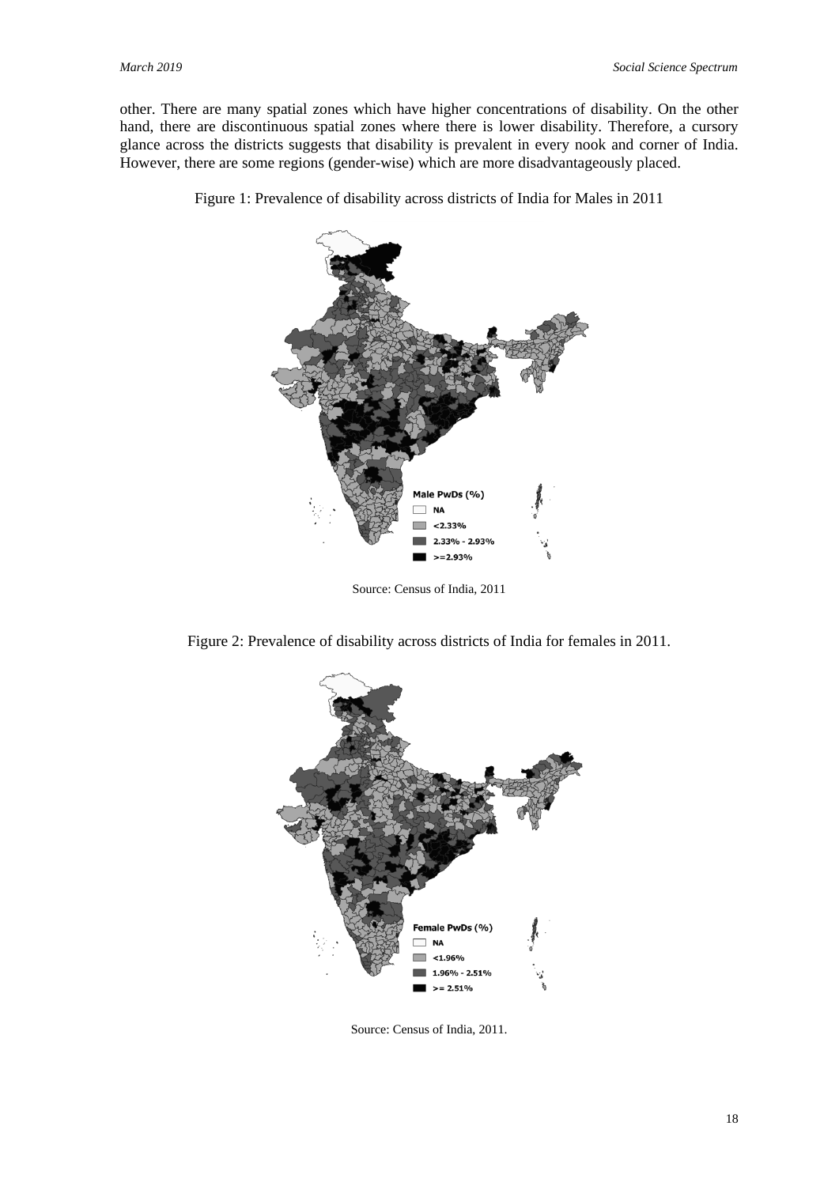other. There are many spatial zones which have higher concentrations of disability. On the other hand, there are discontinuous spatial zones where there is lower disability. Therefore, a cursory glance across the districts suggests that disability is prevalent in every nook and corner of India. However, there are some regions (gender-wise) which are more disadvantageously placed.

Figure 1: Prevalence of disability across districts of India for Males in 2011

Source: Census of India, 2011

Figure 2: Prevalence of disability across districts of India for females in 2011.

Source: Census of India, 2011.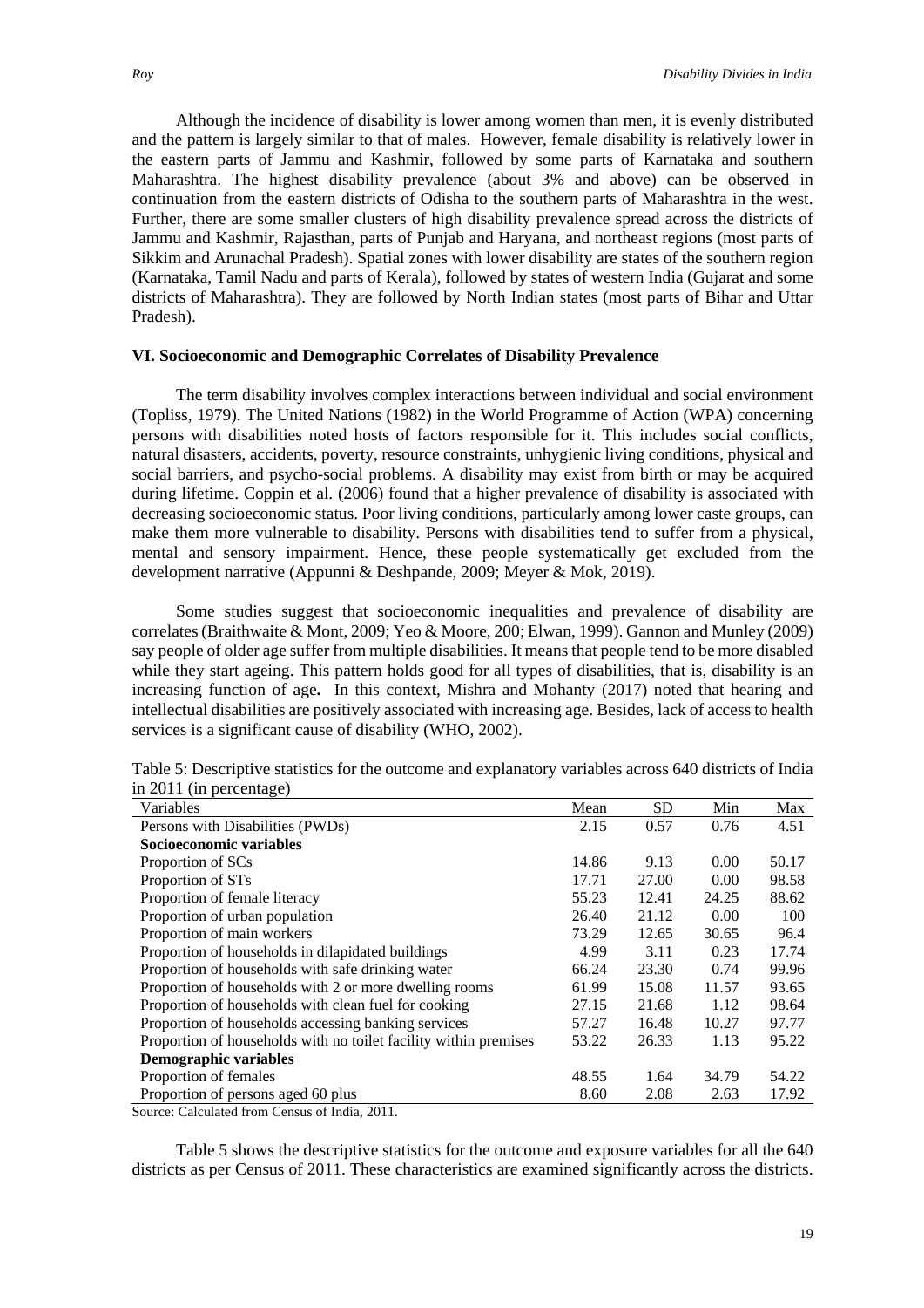Although the incidence of disability is lower among women than men, it is evenly distributed and the pattern is largely similar to that of males. However, female disability is relatively lower in the eastern parts of Jammu and Kashmir, followed by some parts of Karnataka and southern Maharashtra. The highest disability prevalence (about 3% and above) can be observed in continuation from the eastern districts of Odisha to the southern parts of Maharashtra in the west. Further, there are some smaller clusters of high disability prevalence spread across the districts of Jammu and Kashmir, Rajasthan, parts of Punjab and Haryana, and northeast regions (most parts of Sikkim and Arunachal Pradesh). Spatial zones with lower disability are states of the southern region (Karnataka, Tamil Nadu and parts of Kerala), followed by states of western India (Gujarat and some districts of Maharashtra). They are followed by North Indian states (most parts of Bihar and Uttar Pradesh).

### VI. Socioeconomic and Demographic Correlates of Disability Prevalence

The term disability involves complex interactions between individual and social environment (Topliss, 1979). The United Nations (1982) in the World Programme of Action (WPA) concerning persons with disabilities noted hosts of factors responsible for it. This includes social conflicts, natural disasters, accidents, poverty, resource constraints, unhygienic living conditions, physical and social barriers, and psycho-social problems. A disability may exist from birth or may be acquired during lifetime. Coppin et al. (2006) found that a higher prevalence of disability is associated with decreasing socioeconomic status. Poor living conditions, particularly among lower caste groups, can make them more vulnerable to disability. Persons with disabilities tend to suffer from a physical, mental and sensory impairment. Hence, these people systematically get excluded from the development narrative (Appunni & Deshpande, 2009; Meyer & Mok, 2019).

Some studies suggest that socioeconomic inequalities and prevalence of disability are correlates (Braithwaite & Mont, 2009; Yeo & Moore, 200; Elwan, 1999). Gannon and Munley (2009) say people of older age suffer from multiple disabilities. It means that people tend to be more disabled while they start ageing. This pattern holds good for all types of disabilities, that is, disability is an increasing function of age**.** In this context, Mishra and Mohanty (2017) noted that hearing and intellectual disabilities are positively associated with increasing age. Besides, lack of access to health services is a significant cause of disability (WHO, 2002).

Table 5: Descriptive statistics for the outcome and explanatory variables across 640 districts of India in 2011 (in percentage)

| Variables | Mean | SD | Min | Max |
|---|---|---|---|---|
| Persons with Disabilities (PWDs) | 2.15 | 0.57 | 0.76 | 4.51 |
| **Socioeconomic variables** | | | | |
| Proportion of SCs | 14.86 | 9.13 | 0.00 | 50.17 |
| Proportion of STs | 17.71 | 27.00 | 0.00 | 98.58 |
| Proportion of female literacy | 55.23 | 12.41 | 24.25 | 88.62 |
| Proportion of urban population | 26.40 | 21.12 | 0.00 | 100 |
| Proportion of main workers | 73.29 | 12.65 | 30.65 | 96.4 |
| Proportion of households in dilapidated buildings | 4.99 | 3.11 | 0.23 | 17.74 |
| Proportion of households with safe drinking water | 66.24 | 23.30 | 0.74 | 99.96 |
| Proportion of households with 2 or more dwelling rooms | 61.99 | 15.08 | 11.57 | 93.65 |
| Proportion of households with clean fuel for cooking | 27.15 | 21.68 | 1.12 | 98.64 |
| Proportion of households accessing banking services | 57.27 | 16.48 | 10.27 | 97.77 |
| Proportion of households with no toilet facility within premises | 53.22 | 26.33 | 1.13 | 95.22 |
| **Demographic variables** | | | | |
| Proportion of females | 48.55 | 1.64 | 34.79 | 54.22 |
| Proportion of persons aged 60 plus | 8.60 | 2.08 | 2.63 | 17.92 |

Source: Calculated from Census of India, 2011.

Table 5 shows the descriptive statistics for the outcome and exposure variables for all the 640 districts as per Census of 2011. These characteristics are examined significantly across the districts.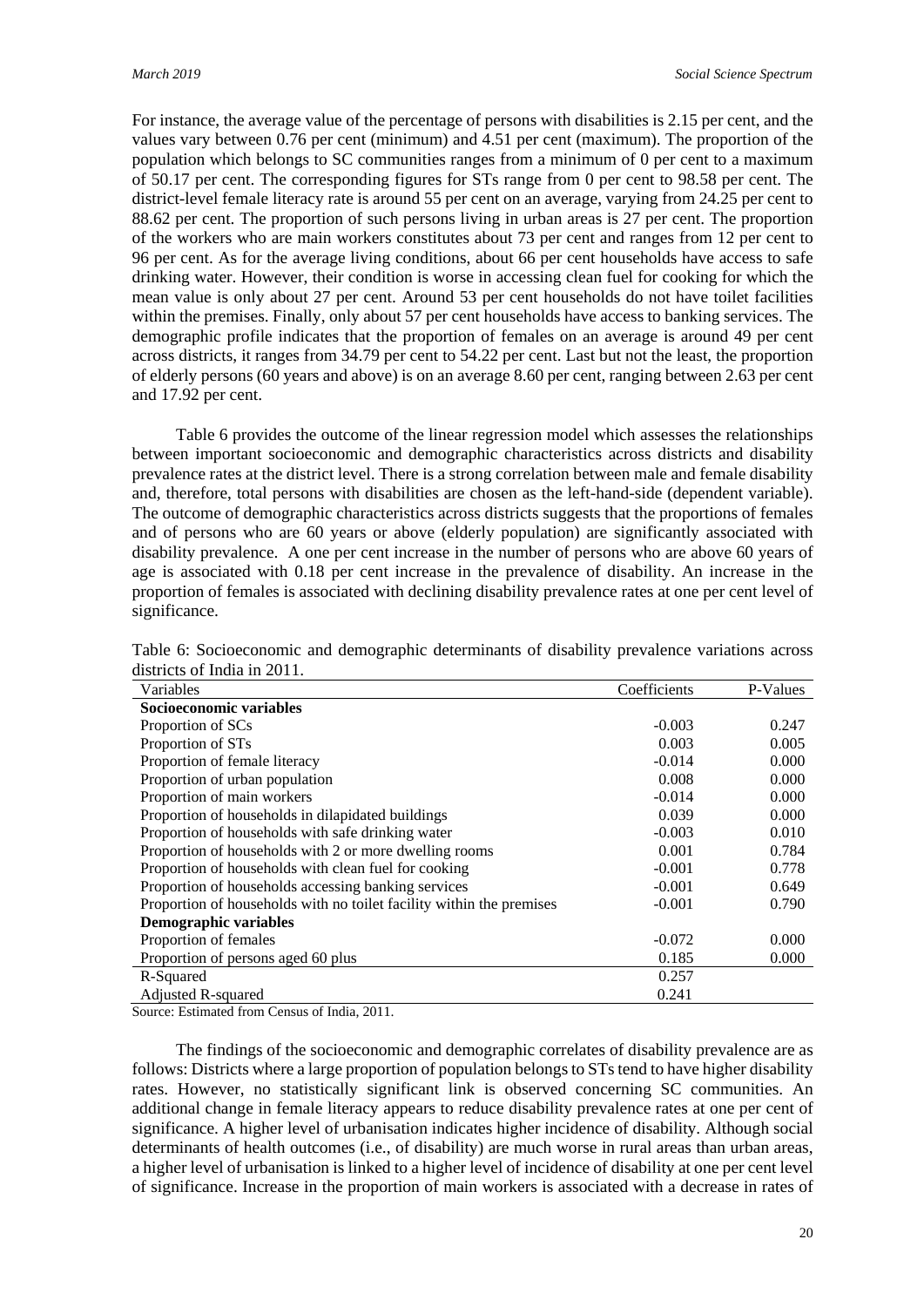For instance, the average value of the percentage of persons with disabilities is 2.15 per cent, and the values vary between 0.76 per cent (minimum) and 4.51 per cent (maximum). The proportion of the population which belongs to SC communities ranges from a minimum of 0 per cent to a maximum of 50.17 per cent. The corresponding figures for STs range from 0 per cent to 98.58 per cent. The district-level female literacy rate is around 55 per cent on an average, varying from 24.25 per cent to 88.62 per cent. The proportion of such persons living in urban areas is 27 per cent. The proportion of the workers who are main workers constitutes about 73 per cent and ranges from 12 per cent to 96 per cent. As for the average living conditions, about 66 per cent households have access to safe drinking water. However, their condition is worse in accessing clean fuel for cooking for which the mean value is only about 27 per cent. Around 53 per cent households do not have toilet facilities within the premises. Finally, only about 57 per cent households have access to banking services. The demographic profile indicates that the proportion of females on an average is around 49 per cent across districts, it ranges from 34.79 per cent to 54.22 per cent. Last but not the least, the proportion of elderly persons (60 years and above) is on an average 8.60 per cent, ranging between 2.63 per cent and 17.92 per cent.

Table 6 provides the outcome of the linear regression model which assesses the relationships between important socioeconomic and demographic characteristics across districts and disability prevalence rates at the district level. There is a strong correlation between male and female disability and, therefore, total persons with disabilities are chosen as the left-hand-side (dependent variable). The outcome of demographic characteristics across districts suggests that the proportions of females and of persons who are 60 years or above (elderly population) are significantly associated with disability prevalence. A one per cent increase in the number of persons who are above 60 years of age is associated with 0.18 per cent increase in the prevalence of disability. An increase in the proportion of females is associated with declining disability prevalence rates at one per cent level of significance.

Table 6: Socioeconomic and demographic determinants of disability prevalence variations across districts of India in 2011.

| Variables | Coefficients | P-Values |
|---|---|---|
| **Socioeconomic variables** | | |
| Proportion of SCs | -0.003 | 0.247 |
| Proportion of STs | 0.003 | 0.005 |
| Proportion of female literacy | -0.014 | 0.000 |
| Proportion of urban population | 0.008 | 0.000 |
| Proportion of main workers | -0.014 | 0.000 |
| Proportion of households in dilapidated buildings | 0.039 | 0.000 |
| Proportion of households with safe drinking water | -0.003 | 0.010 |
| Proportion of households with 2 or more dwelling rooms | 0.001 | 0.784 |
| Proportion of households with clean fuel for cooking | -0.001 | 0.778 |
| Proportion of households accessing banking services | -0.001 | 0.649 |
| Proportion of households with no toilet facility within the premises | -0.001 | 0.790 |
| **Demographic variables** | | |
| Proportion of females | -0.072 | 0.000 |
| Proportion of persons aged 60 plus | 0.185 | 0.000 |
| R-Squared | 0.257 | |
| Adjusted R-squared | 0.241 | |

Source: Estimated from Census of India, 2011.

The findings of the socioeconomic and demographic correlates of disability prevalence are as follows: Districts where a large proportion of population belongs to STs tend to have higher disability rates. However, no statistically significant link is observed concerning SC communities. An additional change in female literacy appears to reduce disability prevalence rates at one per cent of significance. A higher level of urbanisation indicates higher incidence of disability. Although social determinants of health outcomes (i.e., of disability) are much worse in rural areas than urban areas, a higher level of urbanisation is linked to a higher level of incidence of disability at one per cent level of significance. Increase in the proportion of main workers is associated with a decrease in rates of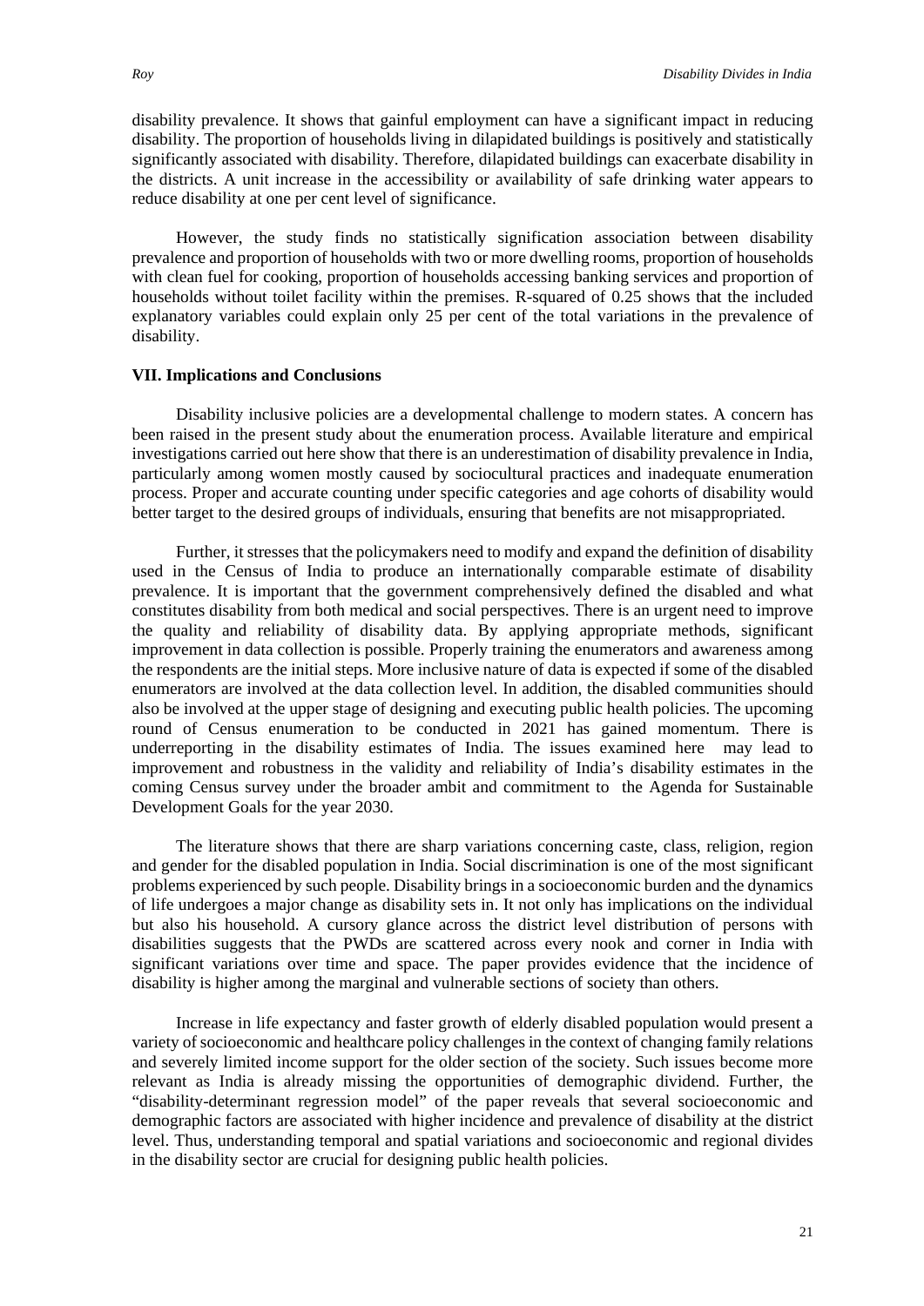disability prevalence. It shows that gainful employment can have a significant impact in reducing disability. The proportion of households living in dilapidated buildings is positively and statistically significantly associated with disability. Therefore, dilapidated buildings can exacerbate disability in the districts. A unit increase in the accessibility or availability of safe drinking water appears to reduce disability at one per cent level of significance.

However, the study finds no statistically signification association between disability prevalence and proportion of households with two or more dwelling rooms, proportion of households with clean fuel for cooking, proportion of households accessing banking services and proportion of households without toilet facility within the premises. R-squared of 0.25 shows that the included explanatory variables could explain only 25 per cent of the total variations in the prevalence of disability.

### VII. Implications and Conclusions

Disability inclusive policies are a developmental challenge to modern states. A concern has been raised in the present study about the enumeration process. Available literature and empirical investigations carried out here show that there is an underestimation of disability prevalence in India, particularly among women mostly caused by sociocultural practices and inadequate enumeration process. Proper and accurate counting under specific categories and age cohorts of disability would better target to the desired groups of individuals, ensuring that benefits are not misappropriated.

Further, it stresses that the policymakers need to modify and expand the definition of disability used in the Census of India to produce an internationally comparable estimate of disability prevalence. It is important that the government comprehensively defined the disabled and what constitutes disability from both medical and social perspectives. There is an urgent need to improve the quality and reliability of disability data. By applying appropriate methods, significant improvement in data collection is possible. Properly training the enumerators and awareness among the respondents are the initial steps. More inclusive nature of data is expected if some of the disabled enumerators are involved at the data collection level. In addition, the disabled communities should also be involved at the upper stage of designing and executing public health policies. The upcoming round of Census enumeration to be conducted in 2021 has gained momentum. There is underreporting in the disability estimates of India. The issues examined here may lead to improvement and robustness in the validity and reliability of India's disability estimates in the coming Census survey under the broader ambit and commitment to the Agenda for Sustainable Development Goals for the year 2030.

The literature shows that there are sharp variations concerning caste, class, religion, region and gender for the disabled population in India. Social discrimination is one of the most significant problems experienced by such people. Disability brings in a socioeconomic burden and the dynamics of life undergoes a major change as disability sets in. It not only has implications on the individual but also his household. A cursory glance across the district level distribution of persons with disabilities suggests that the PWDs are scattered across every nook and corner in India with significant variations over time and space. The paper provides evidence that the incidence of disability is higher among the marginal and vulnerable sections of society than others.

Increase in life expectancy and faster growth of elderly disabled population would present a variety of socioeconomic and healthcare policy challenges in the context of changing family relations and severely limited income support for the older section of the society. Such issues become more relevant as India is already missing the opportunities of demographic dividend. Further, the "disability-determinant regression model" of the paper reveals that several socioeconomic and demographic factors are associated with higher incidence and prevalence of disability at the district level. Thus, understanding temporal and spatial variations and socioeconomic and regional divides in the disability sector are crucial for designing public health policies.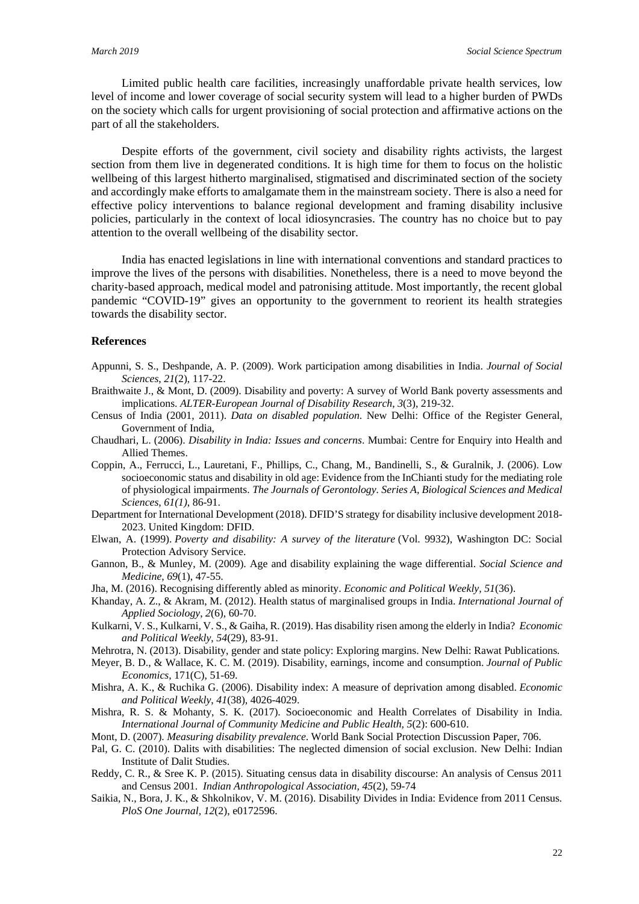Limited public health care facilities, increasingly unaffordable private health services, low level of income and lower coverage of social security system will lead to a higher burden of PWDs on the society which calls for urgent provisioning of social protection and affirmative actions on the part of all the stakeholders.

Despite efforts of the government, civil society and disability rights activists, the largest section from them live in degenerated conditions. It is high time for them to focus on the holistic wellbeing of this largest hitherto marginalised, stigmatised and discriminated section of the society and accordingly make efforts to amalgamate them in the mainstream society. There is also a need for effective policy interventions to balance regional development and framing disability inclusive policies, particularly in the context of local idiosyncrasies. The country has no choice but to pay attention to the overall wellbeing of the disability sector.

India has enacted legislations in line with international conventions and standard practices to improve the lives of the persons with disabilities. Nonetheless, there is a need to move beyond the charity-based approach, medical model and patronising attitude. Most importantly, the recent global pandemic "COVID-19" gives an opportunity to the government to reorient its health strategies towards the disability sector.

## References

Appunni, S. S., Deshpande, A. P. (2009). Work participation among disabilities in India. *Journal of Social Sciences*, *21*(2), 117-22.

Braithwaite J., & Mont, D. (2009). Disability and poverty: A survey of World Bank poverty assessments and implications. *ALTER-European Journal of Disability Research*, *3*(3), 219-32.

Census of India (2001, 2011). *Data on disabled population*. New Delhi: Office of the Register General, Government of India,

Chaudhari, L. (2006). *Disability in India: Issues and concerns*. Mumbai: Centre for Enquiry into Health and Allied Themes.

Coppin, A., Ferrucci, L., Lauretani, F., Phillips, C., Chang, M., Bandinelli, S., & Guralnik, J. (2006). Low socioeconomic status and disability in old age: Evidence from the InChianti study for the mediating role of physiological impairments. *The Journals of Gerontology. Series A, Biological Sciences and Medical Sciences, 61(1)*, 86-91.

Department for International Development (2018). DFID'S strategy for disability inclusive development 2018-2023. United Kingdom: DFID.

Elwan, A. (1999). *Poverty and disability: A survey of the literature* (Vol. 9932), Washington DC: Social Protection Advisory Service.

Gannon, B., & Munley, M. (2009). Age and disability explaining the wage differential. *Social Science and Medicine*, *69*(1), 47-55.

Jha, M. (2016). Recognising differently abled as minority. *Economic and Political Weekly*, *51*(36).

Khanday, A. Z., & Akram, M. (2012). Health status of marginalised groups in India. *International Journal of Applied Sociology*, *2*(6), 60-70.

Kulkarni, V. S., Kulkarni, V. S., & Gaiha, R. (2019). Has disability risen among the elderly in India? *Economic and Political Weekly*, *54*(29), 83-91.

Mehrotra, N. (2013). Disability, gender and state policy: Exploring margins. New Delhi: Rawat Publications.

Meyer, B. D., & Wallace, K. C. M. (2019). Disability, earnings, income and consumption. *Journal of Public Economics*, 171(C), 51-69.

Mishra, A. K., & Ruchika G. (2006). Disability index: A measure of deprivation among disabled. *Economic and Political Weekly*, *41*(38), 4026-4029.

Mishra, R. S. & Mohanty, S. K. (2017). Socioeconomic and Health Correlates of Disability in India. *International Journal of Community Medicine and Public Health, 5*(2): 600-610.

Mont, D. (2007). *Measuring disability prevalence*. World Bank Social Protection Discussion Paper, 706.

Pal, G. C. (2010). Dalits with disabilities: The neglected dimension of social exclusion. New Delhi: Indian Institute of Dalit Studies.

Reddy, C. R., & Sree K. P. (2015). Situating census data in disability discourse: An analysis of Census 2011 and Census 2001. *Indian Anthropological Association, 45*(2), 59-74

Saikia, N., Bora, J. K., & Shkolnikov, V. M. (2016). Disability Divides in India: Evidence from 2011 Census. *PloS One Journal, 12*(2), e0172596.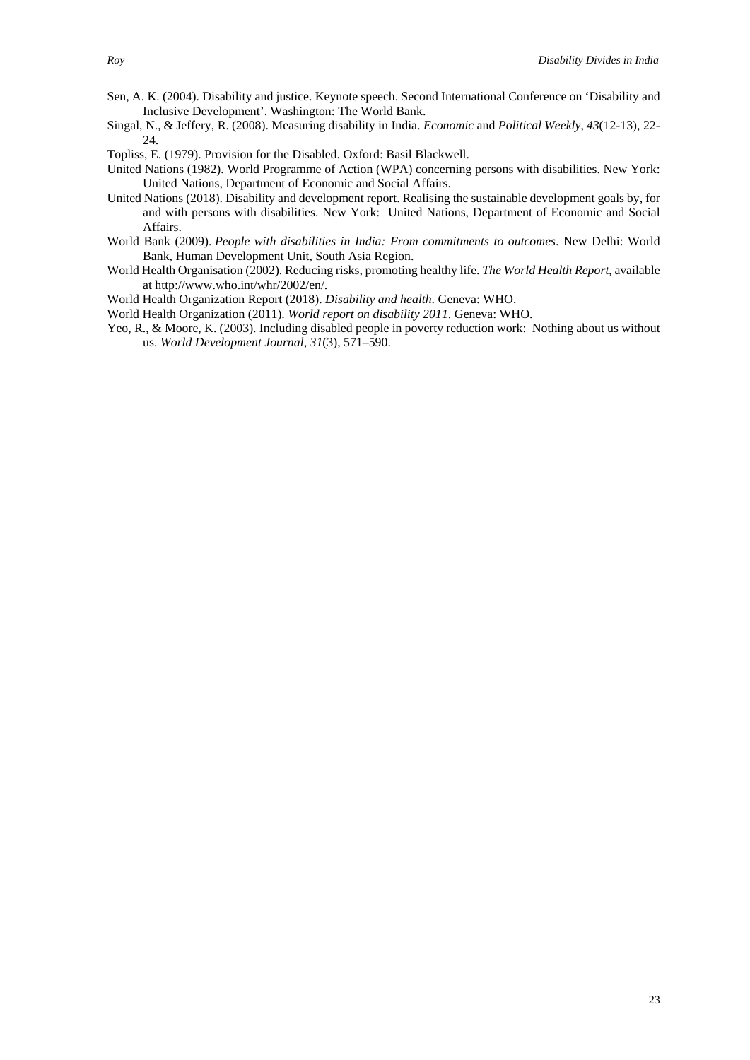Sen, A. K. (2004). Disability and justice. Keynote speech. Second International Conference on 'Disability and Inclusive Development'. Washington: The World Bank.

Singal, N., & Jeffery, R. (2008). Measuring disability in India. *Economic* and *Political Weekly*, *43*(12-13), 22-24.

Topliss, E. (1979). Provision for the Disabled. Oxford: Basil Blackwell.

United Nations (1982). World Programme of Action (WPA) concerning persons with disabilities. New York: United Nations, Department of Economic and Social Affairs.

United Nations (2018). Disability and development report. Realising the sustainable development goals by, for and with persons with disabilities. New York: United Nations, Department of Economic and Social Affairs.

World Bank (2009). *People with disabilities in India: From commitments to outcomes*. New Delhi: World Bank, Human Development Unit, South Asia Region.

World Health Organisation (2002). Reducing risks, promoting healthy life. *The World Health Report*, available at http://www.who.int/whr/2002/en/.

World Health Organization Report (2018). *Disability and health*. Geneva: WHO.

World Health Organization (2011). *World report on disability 2011*. Geneva: WHO.

Yeo, R., & Moore, K. (2003). Including disabled people in poverty reduction work: Nothing about us without us. *World Development Journal*, *31*(3), 571–590.